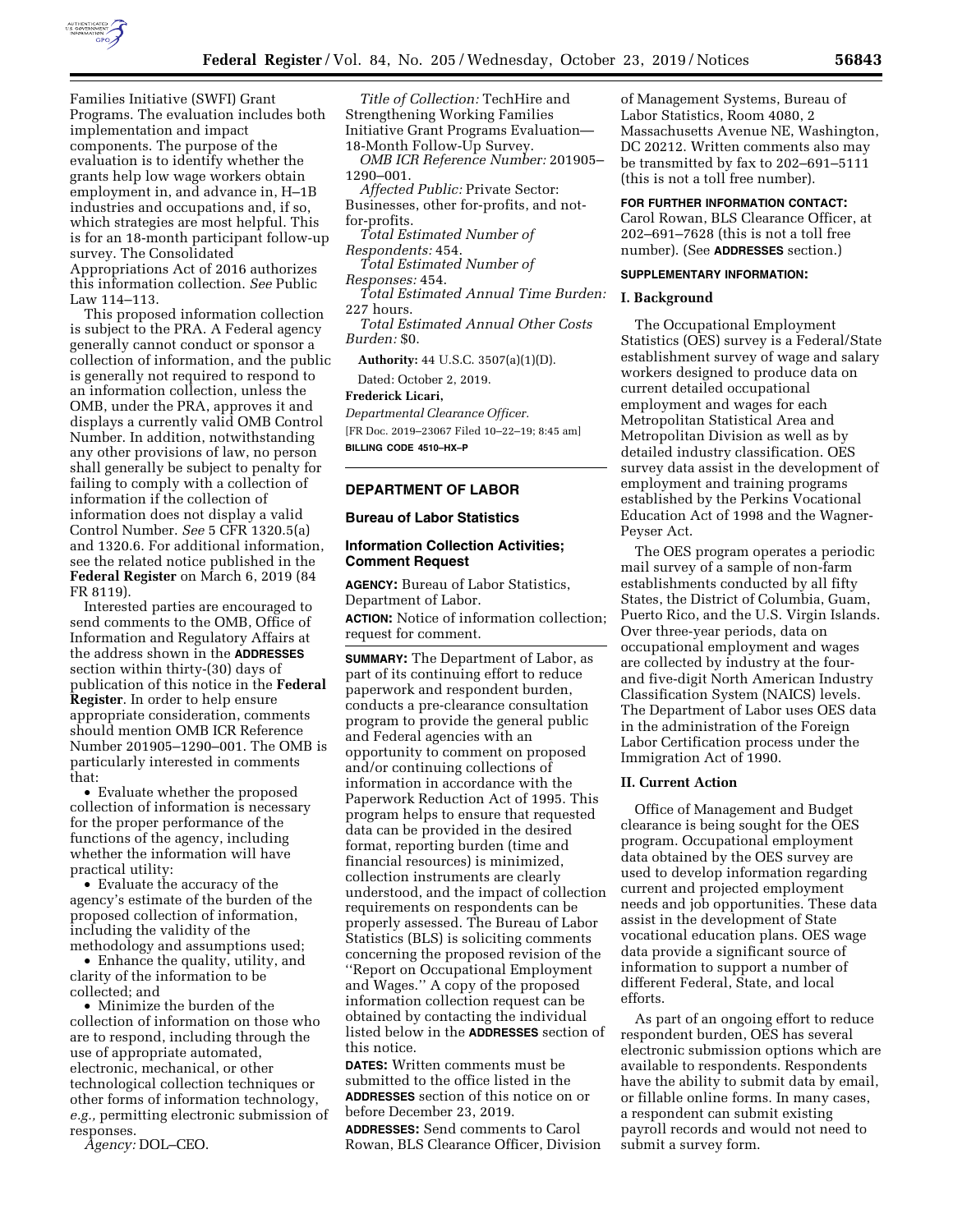Families Initiative (SWFI) Grant Programs. The evaluation includes both implementation and impact components. The purpose of the evaluation is to identify whether the grants help low wage workers obtain employment in, and advance in, H–1B industries and occupations and, if so, which strategies are most helpful. This is for an 18-month participant follow-up survey. The Consolidated Appropriations Act of 2016 authorizes this information collection. *See* Public Law 114–113.

This proposed information collection is subject to the PRA. A Federal agency generally cannot conduct or sponsor a collection of information, and the public is generally not required to respond to an information collection, unless the OMB, under the PRA, approves it and displays a currently valid OMB Control Number. In addition, notwithstanding any other provisions of law, no person shall generally be subject to penalty for failing to comply with a collection of information if the collection of information does not display a valid Control Number. *See* 5 CFR 1320.5(a) and 1320.6. For additional information, see the related notice published in the **Federal Register** on March 6, 2019 (84 FR 8119).

Interested parties are encouraged to send comments to the OMB, Office of Information and Regulatory Affairs at the address shown in the **ADDRESSES** section within thirty-(30) days of publication of this notice in the **Federal Register**. In order to help ensure appropriate consideration, comments should mention OMB ICR Reference Number 201905–1290–001. The OMB is particularly interested in comments that:

- Evaluate whether the proposed collection of information is necessary for the proper performance of the functions of the agency, including whether the information will have practical utility:
- Evaluate the accuracy of the agency's estimate of the burden of the proposed collection of information, including the validity of the methodology and assumptions used;
- Enhance the quality, utility, and clarity of the information to be collected; and
- Minimize the burden of the collection of information on those who are to respond, including through the use of appropriate automated, electronic, mechanical, or other technological collection techniques or other forms of information technology, *e.g.,* permitting electronic submission of responses.

*Agency:* DOL–CEO.

*Title of Collection:* TechHire and Strengthening Working Families Initiative Grant Programs Evaluation—18-Month Follow-Up Survey.

*OMB ICR Reference Number:* 201905–1290–001.

*Affected Public:* Private Sector: Businesses, other for-profits, and not-for-profits.

*Total Estimated Number of Respondents:* 454.

*Total Estimated Number of Responses:* 454.

*Total Estimated Annual Time Burden:* 227 hours.

*Total Estimated Annual Other Costs Burden:* $0.

**Authority:** 44 U.S.C. 3507(a)(1)(D).

Dated: October 2, 2019.

**Frederick Licari,**

*Departmental Clearance Officer.*

[FR Doc. 2019–23067 Filed 10–22–19; 8:45 am]

**BILLING CODE 4510–HX–P**

## DEPARTMENT OF LABOR

### Bureau of Labor Statistics

### Information Collection Activities; Comment Request

**AGENCY:** Bureau of Labor Statistics, Department of Labor.

**ACTION:** Notice of information collection; request for comment.

**SUMMARY:** The Department of Labor, as part of its continuing effort to reduce paperwork and respondent burden, conducts a pre-clearance consultation program to provide the general public and Federal agencies with an opportunity to comment on proposed and/or continuing collections of information in accordance with the Paperwork Reduction Act of 1995. This program helps to ensure that requested data can be provided in the desired format, reporting burden (time and financial resources) is minimized, collection instruments are clearly understood, and the impact of collection requirements on respondents can be properly assessed. The Bureau of Labor Statistics (BLS) is soliciting comments concerning the proposed revision of the ''Report on Occupational Employment and Wages.'' A copy of the proposed information collection request can be obtained by contacting the individual listed below in the **ADDRESSES** section of this notice.

**DATES:** Written comments must be submitted to the office listed in the **ADDRESSES** section of this notice on or before December 23, 2019.

**ADDRESSES:** Send comments to Carol Rowan, BLS Clearance Officer, Division of Management Systems, Bureau of Labor Statistics, Room 4080, 2 Massachusetts Avenue NE, Washington, DC 20212. Written comments also may be transmitted by fax to 202–691–5111 (this is not a toll free number).

**FOR FURTHER INFORMATION CONTACT:** Carol Rowan, BLS Clearance Officer, at 202–691–7628 (this is not a toll free number). (See **ADDRESSES** section.)

**SUPPLEMENTARY INFORMATION:**

#### I. Background

The Occupational Employment Statistics (OES) survey is a Federal/State establishment survey of wage and salary workers designed to produce data on current detailed occupational employment and wages for each Metropolitan Statistical Area and Metropolitan Division as well as by detailed industry classification. OES survey data assist in the development of employment and training programs established by the Perkins Vocational Education Act of 1998 and the Wagner-Peyser Act.

The OES program operates a periodic mail survey of a sample of non-farm establishments conducted by all fifty States, the District of Columbia, Guam, Puerto Rico, and the U.S. Virgin Islands. Over three-year periods, data on occupational employment and wages are collected by industry at the four- and five-digit North American Industry Classification System (NAICS) levels. The Department of Labor uses OES data in the administration of the Foreign Labor Certification process under the Immigration Act of 1990.

#### II. Current Action

Office of Management and Budget clearance is being sought for the OES program. Occupational employment data obtained by the OES survey are used to develop information regarding current and projected employment needs and job opportunities. These data assist in the development of State vocational education plans. OES wage data provide a significant source of information to support a number of different Federal, State, and local efforts.

As part of an ongoing effort to reduce respondent burden, OES has several electronic submission options which are available to respondents. Respondents have the ability to submit data by email, or fillable online forms. In many cases, a respondent can submit existing payroll records and would not need to submit a survey form.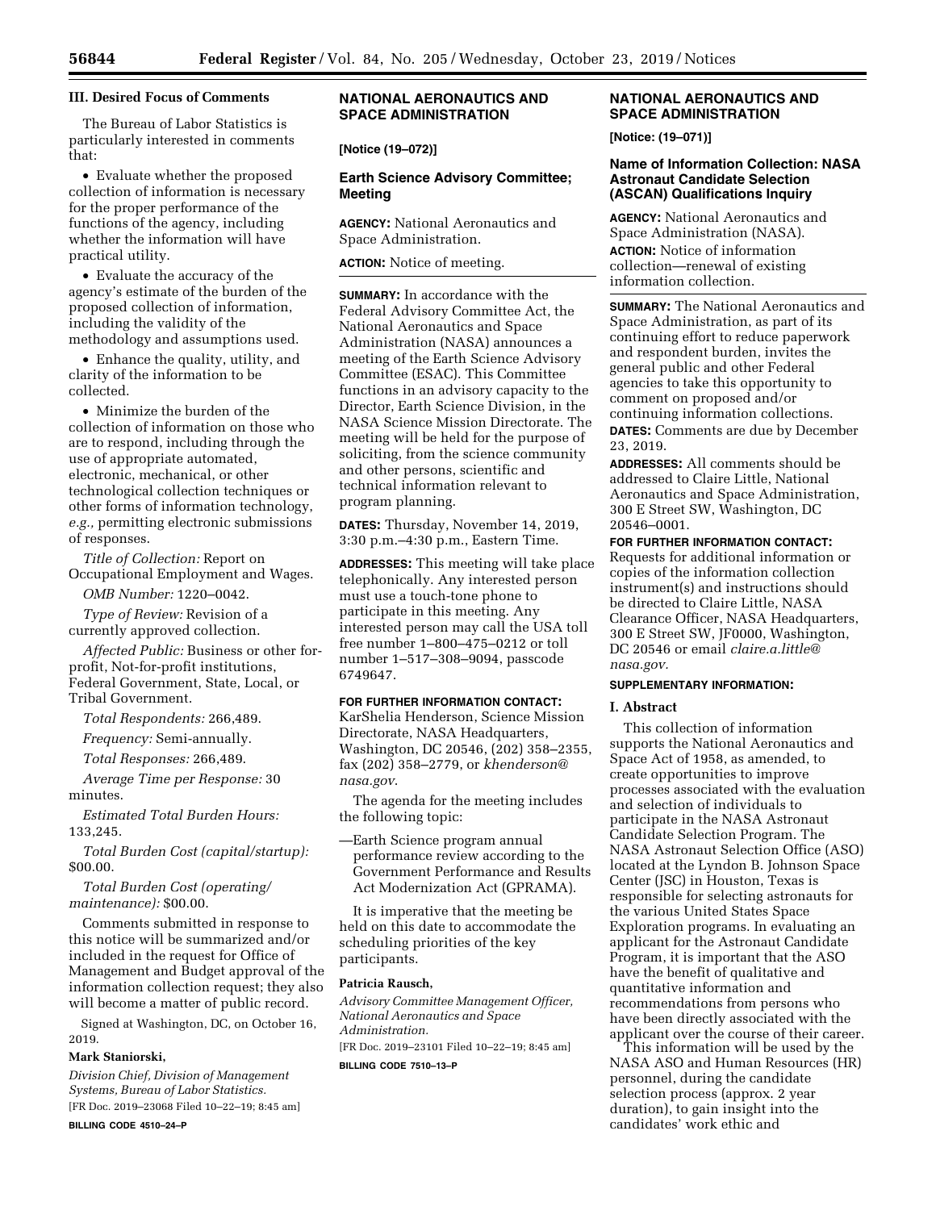### III. Desired Focus of Comments

The Bureau of Labor Statistics is particularly interested in comments that:

- Evaluate whether the proposed collection of information is necessary for the proper performance of the functions of the agency, including whether the information will have practical utility.
- Evaluate the accuracy of the agency's estimate of the burden of the proposed collection of information, including the validity of the methodology and assumptions used.
- Enhance the quality, utility, and clarity of the information to be collected.
- Minimize the burden of the collection of information on those who are to respond, including through the use of appropriate automated, electronic, mechanical, or other technological collection techniques or other forms of information technology, *e.g.,* permitting electronic submissions of responses.

*Title of Collection:* Report on Occupational Employment and Wages.

*OMB Number:* 1220–0042.

*Type of Review:* Revision of a currently approved collection.

*Affected Public:* Business or other for-profit, Not-for-profit institutions, Federal Government, State, Local, or Tribal Government.

*Total Respondents:* 266,489.

*Frequency:* Semi-annually.

*Total Responses:* 266,489.

*Average Time per Response:* 30 minutes.

*Estimated Total Burden Hours:* 133,245.

*Total Burden Cost (capital/startup):* $00.00.

*Total Burden Cost (operating/maintenance):* $00.00.

Comments submitted in response to this notice will be summarized and/or included in the request for Office of Management and Budget approval of the information collection request; they also will become a matter of public record.

Signed at Washington, DC, on October 16, 2019.

**Mark Staniorski,**

*Division Chief, Division of Management Systems, Bureau of Labor Statistics.*

[FR Doc. 2019–23068 Filed 10–22–19; 8:45 am]

**BILLING CODE 4510–24–P**

## NATIONAL AERONAUTICS AND SPACE ADMINISTRATION

**[Notice (19–072)]**

### Earth Science Advisory Committee; Meeting

**AGENCY:** National Aeronautics and Space Administration.

**ACTION:** Notice of meeting.

**SUMMARY:** In accordance with the Federal Advisory Committee Act, the National Aeronautics and Space Administration (NASA) announces a meeting of the Earth Science Advisory Committee (ESAC). This Committee functions in an advisory capacity to the Director, Earth Science Division, in the NASA Science Mission Directorate. The meeting will be held for the purpose of soliciting, from the science community and other persons, scientific and technical information relevant to program planning.

**DATES:** Thursday, November 14, 2019, 3:30 p.m.–4:30 p.m., Eastern Time.

**ADDRESSES:** This meeting will take place telephonically. Any interested person must use a touch-tone phone to participate in this meeting. Any interested person may call the USA toll free number 1–800–475–0212 or toll number 1–517–308–9094, passcode 6749647.

**FOR FURTHER INFORMATION CONTACT:** KarShelia Henderson, Science Mission Directorate, NASA Headquarters, Washington, DC 20546, (202) 358–2355, fax (202) 358–2779, or *khenderson@nasa.gov*.

The agenda for the meeting includes the following topic:

—Earth Science program annual performance review according to the Government Performance and Results Act Modernization Act (GPRAMA).

It is imperative that the meeting be held on this date to accommodate the scheduling priorities of the key participants.

**Patricia Rausch,**

*Advisory Committee Management Officer, National Aeronautics and Space Administration.*

[FR Doc. 2019–23101 Filed 10–22–19; 8:45 am]

**BILLING CODE 7510–13–P**

## NATIONAL AERONAUTICS AND SPACE ADMINISTRATION

**[Notice: (19–071)]**

### Name of Information Collection: NASA Astronaut Candidate Selection (ASCAN) Qualifications Inquiry

**AGENCY:** National Aeronautics and Space Administration (NASA).

**ACTION:** Notice of information collection—renewal of existing information collection.

**SUMMARY:** The National Aeronautics and Space Administration, as part of its continuing effort to reduce paperwork and respondent burden, invites the general public and other Federal agencies to take this opportunity to comment on proposed and/or continuing information collections.

**DATES:** Comments are due by December 23, 2019.

**ADDRESSES:** All comments should be addressed to Claire Little, National Aeronautics and Space Administration, 300 E Street SW, Washington, DC 20546–0001.

**FOR FURTHER INFORMATION CONTACT:** Requests for additional information or copies of the information collection instrument(s) and instructions should be directed to Claire Little, NASA Clearance Officer, NASA Headquarters, 300 E Street SW, JF0000, Washington, DC 20546 or email *claire.a.little@nasa.gov.*

**SUPPLEMENTARY INFORMATION:**

### I. Abstract

This collection of information supports the National Aeronautics and Space Act of 1958, as amended, to create opportunities to improve processes associated with the evaluation and selection of individuals to participate in the NASA Astronaut Candidate Selection Program. The NASA Astronaut Selection Office (ASO) located at the Lyndon B. Johnson Space Center (JSC) in Houston, Texas is responsible for selecting astronauts for the various United States Space Exploration programs. In evaluating an applicant for the Astronaut Candidate Program, it is important that the ASO have the benefit of qualitative and quantitative information and recommendations from persons who have been directly associated with the applicant over the course of their career.

This information will be used by the NASA ASO and Human Resources (HR) personnel, during the candidate selection process (approx. 2 year duration), to gain insight into the candidates' work ethic and